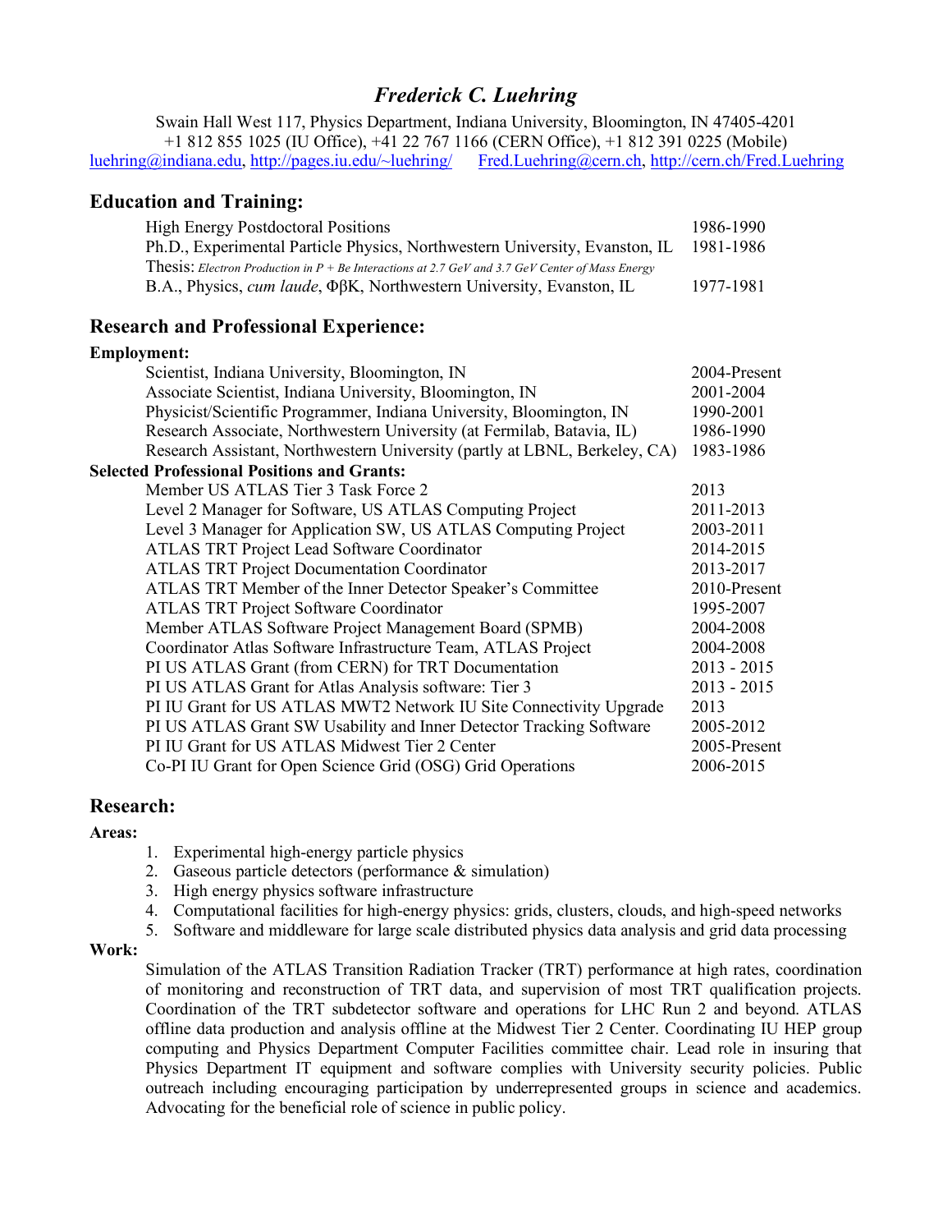# *Frederick C. Luehring*

Swain Hall West 117, Physics Department, Indiana University, Bloomington, IN 47405-4201
+1 812 855 1025 (IU Office), +41 22 767 1166 (CERN Office), +1 812 391 0225 (Mobile)
luehring@indiana.edu, http://pages.iu.edu/~luehring/ Fred.Luehring@cern.ch, http://cern.ch/Fred.Luehring

## Education and Training:

| | |
|---|---|
| High Energy Postdoctoral Positions | 1986-1990 |
| Ph.D., Experimental Particle Physics, Northwestern University, Evanston, IL | 1981-1986 |
| Thesis: *Electron Production in P + Be Interactions at 2.7 GeV and 3.7 GeV Center of Mass Energy* | |
| B.A., Physics, *cum laude*, ΦβK, Northwestern University, Evanston, IL | 1977-1981 |

## Research and Professional Experience:

**Employment:**

| | |
|---|---|
| Scientist, Indiana University, Bloomington, IN | 2004-Present |
| Associate Scientist, Indiana University, Bloomington, IN | 2001-2004 |
| Physicist/Scientific Programmer, Indiana University, Bloomington, IN | 1990-2001 |
| Research Associate, Northwestern University (at Fermilab, Batavia, IL) | 1986-1990 |
| Research Assistant, Northwestern University (partly at LBNL, Berkeley, CA) | 1983-1986 |

**Selected Professional Positions and Grants:**

| | |
|---|---|
| Member US ATLAS Tier 3 Task Force 2 | 2013 |
| Level 2 Manager for Software, US ATLAS Computing Project | 2011-2013 |
| Level 3 Manager for Application SW, US ATLAS Computing Project | 2003-2011 |
| ATLAS TRT Project Lead Software Coordinator | 2014-2015 |
| ATLAS TRT Project Documentation Coordinator | 2013-2017 |
| ATLAS TRT Member of the Inner Detector Speaker's Committee | 2010-Present |
| ATLAS TRT Project Software Coordinator | 1995-2007 |
| Member ATLAS Software Project Management Board (SPMB) | 2004-2008 |
| Coordinator Atlas Software Infrastructure Team, ATLAS Project | 2004-2008 |
| PI US ATLAS Grant (from CERN) for TRT Documentation | 2013 - 2015 |
| PI US ATLAS Grant for Atlas Analysis software: Tier 3 | 2013 - 2015 |
| PI IU Grant for US ATLAS MWT2 Network IU Site Connectivity Upgrade | 2013 |
| PI US ATLAS Grant SW Usability and Inner Detector Tracking Software | 2005-2012 |
| PI IU Grant for US ATLAS Midwest Tier 2 Center | 2005-Present |
| Co-PI IU Grant for Open Science Grid (OSG) Grid Operations | 2006-2015 |

## Research:

**Areas:**

1. Experimental high-energy particle physics
2. Gaseous particle detectors (performance & simulation)
3. High energy physics software infrastructure
4. Computational facilities for high-energy physics: grids, clusters, clouds, and high-speed networks
5. Software and middleware for large scale distributed physics data analysis and grid data processing

**Work:**

Simulation of the ATLAS Transition Radiation Tracker (TRT) performance at high rates, coordination of monitoring and reconstruction of TRT data, and supervision of most TRT qualification projects. Coordination of the TRT subdetector software and operations for LHC Run 2 and beyond. ATLAS offline data production and analysis offline at the Midwest Tier 2 Center. Coordinating IU HEP group computing and Physics Department Computer Facilities committee chair. Lead role in insuring that Physics Department IT equipment and software complies with University security policies. Public outreach including encouraging participation by underrepresented groups in science and academics. Advocating for the beneficial role of science in public policy.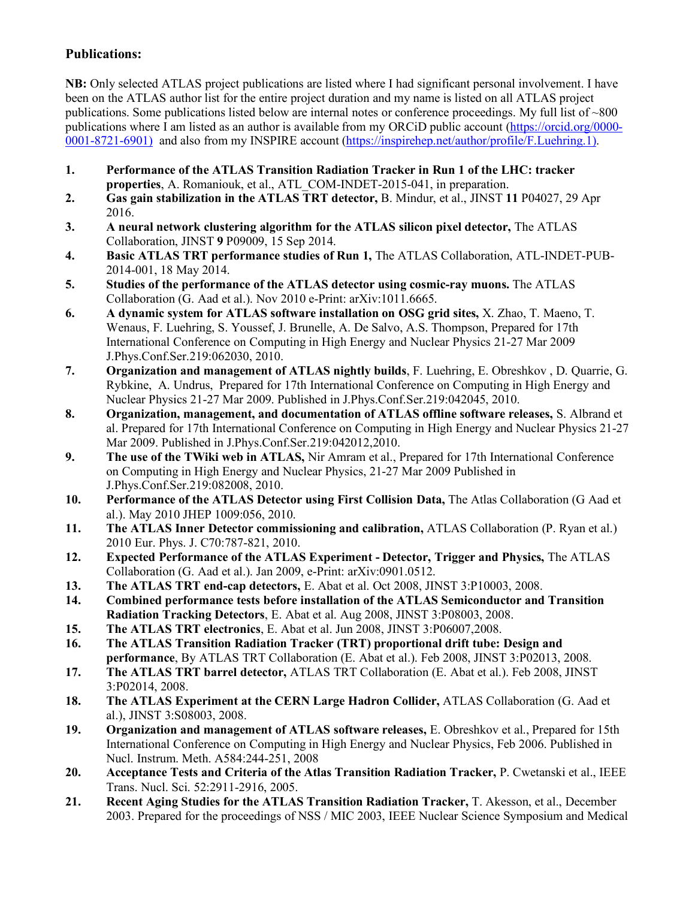**Publications:**

**NB:** Only selected ATLAS project publications are listed where I had significant personal involvement. I have been on the ATLAS author list for the entire project duration and my name is listed on all ATLAS project publications. Some publications listed below are internal notes or conference proceedings. My full list of ~800 publications where I am listed as an author is available from my ORCiD public account (https://orcid.org/0000-0001-8721-6901) and also from my INSPIRE account (https://inspirehep.net/author/profile/F.Luehring.1).

1. **Performance of the ATLAS Transition Radiation Tracker in Run 1 of the LHC: tracker properties**, A. Romaniouk, et al., ATL_COM-INDET-2015-041, in preparation.
2. **Gas gain stabilization in the ATLAS TRT detector,** B. Mindur, et al., JINST **11** P04027, 29 Apr 2016.
3. **A neural network clustering algorithm for the ATLAS silicon pixel detector,** The ATLAS Collaboration, JINST **9** P09009, 15 Sep 2014.
4. **Basic ATLAS TRT performance studies of Run 1,** The ATLAS Collaboration, ATL-INDET-PUB-2014-001, 18 May 2014.
5. **Studies of the performance of the ATLAS detector using cosmic-ray muons.** The ATLAS Collaboration (G. Aad et al.). Nov 2010 e-Print: arXiv:1011.6665.
6. **A dynamic system for ATLAS software installation on OSG grid sites,** X. Zhao, T. Maeno, T. Wenaus, F. Luehring, S. Youssef, J. Brunelle, A. De Salvo, A.S. Thompson, Prepared for 17th International Conference on Computing in High Energy and Nuclear Physics 21-27 Mar 2009 J.Phys.Conf.Ser.219:062030, 2010.
7. **Organization and management of ATLAS nightly builds**, F. Luehring, E. Obreshkov , D. Quarrie, G. Rybkine, A. Undrus, Prepared for 17th International Conference on Computing in High Energy and Nuclear Physics 21-27 Mar 2009. Published in J.Phys.Conf.Ser.219:042045, 2010.
8. **Organization, management, and documentation of ATLAS offline software releases,** S. Albrand et al. Prepared for 17th International Conference on Computing in High Energy and Nuclear Physics 21-27 Mar 2009. Published in J.Phys.Conf.Ser.219:042012,2010.
9. **The use of the TWiki web in ATLAS,** Nir Amram et al., Prepared for 17th International Conference on Computing in High Energy and Nuclear Physics, 21-27 Mar 2009 Published in J.Phys.Conf.Ser.219:082008, 2010.
10. **Performance of the ATLAS Detector using First Collision Data,** The Atlas Collaboration (G Aad et al.). May 2010 JHEP 1009:056, 2010.
11. **The ATLAS Inner Detector commissioning and calibration,** ATLAS Collaboration (P. Ryan et al.) 2010 Eur. Phys. J. C70:787-821, 2010.
12. **Expected Performance of the ATLAS Experiment - Detector, Trigger and Physics,** The ATLAS Collaboration (G. Aad et al.). Jan 2009, e-Print: arXiv:0901.0512.
13. **The ATLAS TRT end-cap detectors,** E. Abat et al. Oct 2008, JINST 3:P10003, 2008.
14. **Combined performance tests before installation of the ATLAS Semiconductor and Transition Radiation Tracking Detectors**, E. Abat et al. Aug 2008, JINST 3:P08003, 2008.
15. **The ATLAS TRT electronics**, E. Abat et al. Jun 2008, JINST 3:P06007,2008.
16. **The ATLAS Transition Radiation Tracker (TRT) proportional drift tube: Design and performance**, By ATLAS TRT Collaboration (E. Abat et al.). Feb 2008, JINST 3:P02013, 2008.
17. **The ATLAS TRT barrel detector,** ATLAS TRT Collaboration (E. Abat et al.). Feb 2008, JINST 3:P02014, 2008.
18. **The ATLAS Experiment at the CERN Large Hadron Collider,** ATLAS Collaboration (G. Aad et al.), JINST 3:S08003, 2008.
19. **Organization and management of ATLAS software releases,** E. Obreshkov et al., Prepared for 15th International Conference on Computing in High Energy and Nuclear Physics, Feb 2006. Published in Nucl. Instrum. Meth. A584:244-251, 2008
20. **Acceptance Tests and Criteria of the Atlas Transition Radiation Tracker,** P. Cwetanski et al., IEEE Trans. Nucl. Sci. 52:2911-2916, 2005.
21. **Recent Aging Studies for the ATLAS Transition Radiation Tracker,** T. Akesson, et al., December 2003. Prepared for the proceedings of NSS / MIC 2003, IEEE Nuclear Science Symposium and Medical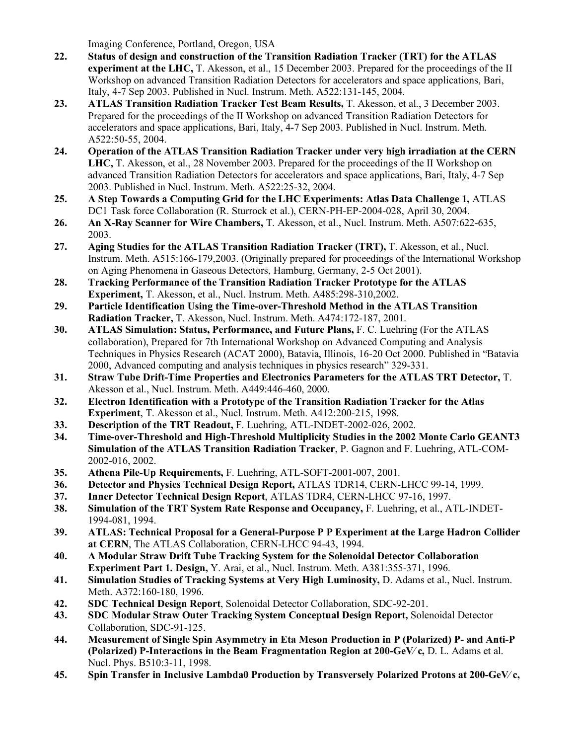Imaging Conference, Portland, Oregon, USA

22. **Status of design and construction of the Transition Radiation Tracker (TRT) for the ATLAS experiment at the LHC,** T. Akesson, et al., 15 December 2003. Prepared for the proceedings of the II Workshop on advanced Transition Radiation Detectors for accelerators and space applications, Bari, Italy, 4-7 Sep 2003. Published in Nucl. Instrum. Meth. A522:131-145, 2004.
23. **ATLAS Transition Radiation Tracker Test Beam Results,** T. Akesson, et al., 3 December 2003. Prepared for the proceedings of the II Workshop on advanced Transition Radiation Detectors for accelerators and space applications, Bari, Italy, 4-7 Sep 2003. Published in Nucl. Instrum. Meth. A522:50-55, 2004.
24. **Operation of the ATLAS Transition Radiation Tracker under very high irradiation at the CERN LHC,** T. Akesson, et al., 28 November 2003. Prepared for the proceedings of the II Workshop on advanced Transition Radiation Detectors for accelerators and space applications, Bari, Italy, 4-7 Sep 2003. Published in Nucl. Instrum. Meth. A522:25-32, 2004.
25. **A Step Towards a Computing Grid for the LHC Experiments: Atlas Data Challenge 1,** ATLAS DC1 Task force Collaboration (R. Sturrock et al.), CERN-PH-EP-2004-028, April 30, 2004.
26. **An X-Ray Scanner for Wire Chambers,** T. Akesson, et al., Nucl. Instrum. Meth. A507:622-635, 2003.
27. **Aging Studies for the ATLAS Transition Radiation Tracker (TRT),** T. Akesson, et al., Nucl. Instrum. Meth. A515:166-179,2003. (Originally prepared for proceedings of the International Workshop on Aging Phenomena in Gaseous Detectors, Hamburg, Germany, 2-5 Oct 2001).
28. **Tracking Performance of the Transition Radiation Tracker Prototype for the ATLAS Experiment,** T. Akesson, et al., Nucl. Instrum. Meth. A485:298-310,2002.
29. **Particle Identification Using the Time-over-Threshold Method in the ATLAS Transition Radiation Tracker,** T. Akesson, Nucl. Instrum. Meth. A474:172-187, 2001.
30. **ATLAS Simulation: Status, Performance, and Future Plans,** F. C. Luehring (For the ATLAS collaboration), Prepared for 7th International Workshop on Advanced Computing and Analysis Techniques in Physics Research (ACAT 2000), Batavia, Illinois, 16-20 Oct 2000. Published in "Batavia 2000, Advanced computing and analysis techniques in physics research" 329-331.
31. **Straw Tube Drift-Time Properties and Electronics Parameters for the ATLAS TRT Detector,** T. Akesson et al., Nucl. Instrum. Meth. A449:446-460, 2000.
32. **Electron Identification with a Prototype of the Transition Radiation Tracker for the Atlas Experiment**, T. Akesson et al., Nucl. Instrum. Meth. A412:200-215, 1998.
33. **Description of the TRT Readout,** F. Luehring, ATL-INDET-2002-026, 2002.
34. **Time-over-Threshold and High-Threshold Multiplicity Studies in the 2002 Monte Carlo GEANT3 Simulation of the ATLAS Transition Radiation Tracker**, P. Gagnon and F. Luehring, ATL-COM-2002-016, 2002.
35. **Athena Pile-Up Requirements,** F. Luehring, ATL-SOFT-2001-007, 2001.
36. **Detector and Physics Technical Design Report,** ATLAS TDR14, CERN-LHCC 99-14, 1999.
37. **Inner Detector Technical Design Report**, ATLAS TDR4, CERN-LHCC 97-16, 1997.
38. **Simulation of the TRT System Rate Response and Occupancy,** F. Luehring, et al., ATL-INDET-1994-081, 1994.
39. **ATLAS: Technical Proposal for a General-Purpose P P Experiment at the Large Hadron Collider at CERN**, The ATLAS Collaboration, CERN-LHCC 94-43, 1994.
40. **A Modular Straw Drift Tube Tracking System for the Solenoidal Detector Collaboration Experiment Part 1. Design,** Y. Arai, et al., Nucl. Instrum. Meth. A381:355-371, 1996.
41. **Simulation Studies of Tracking Systems at Very High Luminosity,** D. Adams et al., Nucl. Instrum. Meth. A372:160-180, 1996.
42. **SDC Technical Design Report**, Solenoidal Detector Collaboration, SDC-92-201.
43. **SDC Modular Straw Outer Tracking System Conceptual Design Report,** Solenoidal Detector Collaboration, SDC-91-125.
44. **Measurement of Single Spin Asymmetry in Eta Meson Production in P (Polarized) P- and Anti-P (Polarized) P-Interactions in the Beam Fragmentation Region at 200-GeV/ c,** D. L. Adams et al. Nucl. Phys. B510:3-11, 1998.
45. **Spin Transfer in Inclusive Lambda0 Production by Transversely Polarized Protons at 200-GeV/ c,**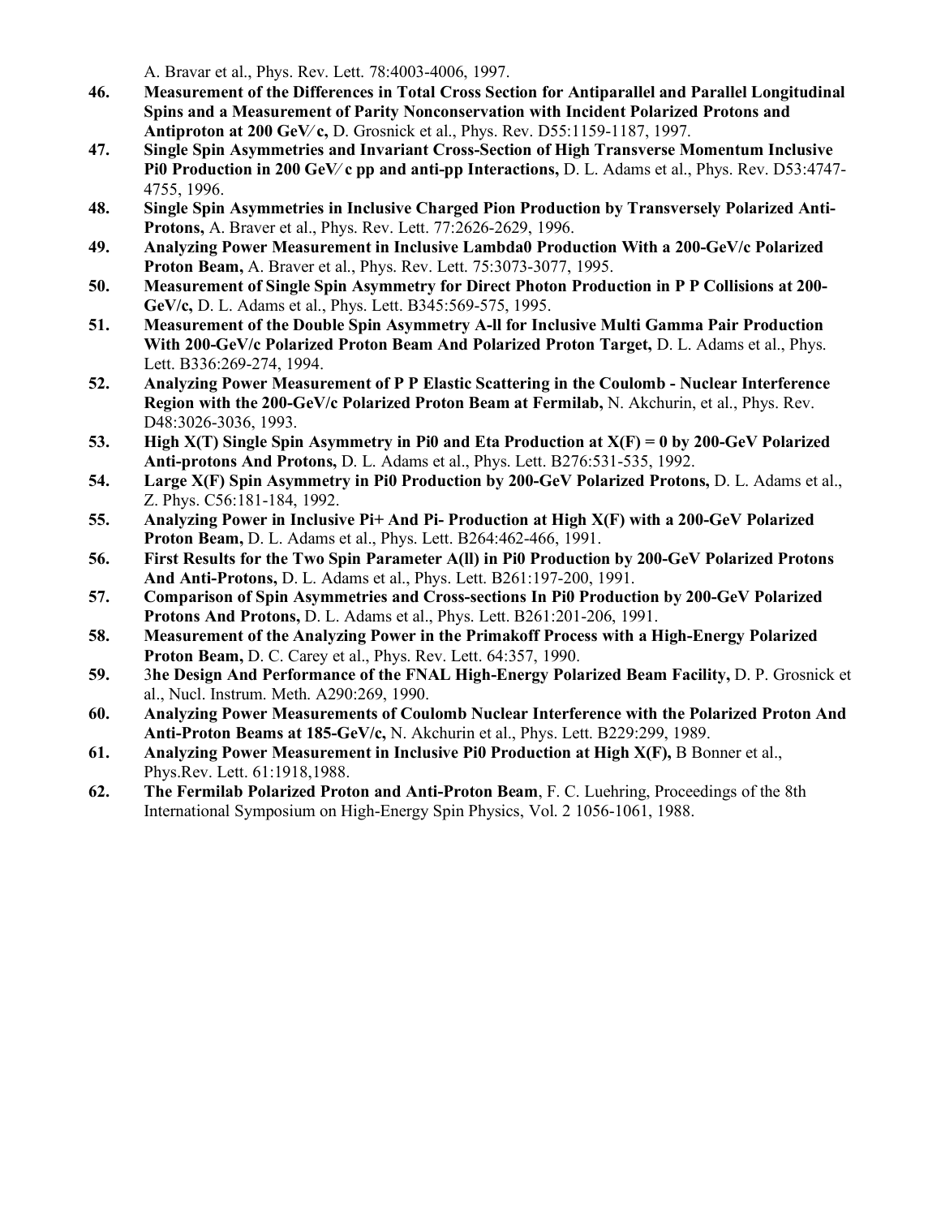A. Bravar et al., Phys. Rev. Lett. 78:4003-4006, 1997.

46. **Measurement of the Differences in Total Cross Section for Antiparallel and Parallel Longitudinal Spins and a Measurement of Parity Nonconservation with Incident Polarized Protons and Antiproton at 200 GeV/ c,** D. Grosnick et al., Phys. Rev. D55:1159-1187, 1997.
47. **Single Spin Asymmetries and Invariant Cross-Section of High Transverse Momentum Inclusive Pi0 Production in 200 GeV/ c pp and anti-pp Interactions,** D. L. Adams et al., Phys. Rev. D53:4747-4755, 1996.
48. **Single Spin Asymmetries in Inclusive Charged Pion Production by Transversely Polarized Anti-Protons,** A. Braver et al., Phys. Rev. Lett. 77:2626-2629, 1996.
49. **Analyzing Power Measurement in Inclusive Lambda0 Production With a 200-GeV/c Polarized Proton Beam,** A. Braver et al., Phys. Rev. Lett. 75:3073-3077, 1995.
50. **Measurement of Single Spin Asymmetry for Direct Photon Production in P P Collisions at 200-GeV/c,** D. L. Adams et al., Phys. Lett. B345:569-575, 1995.
51. **Measurement of the Double Spin Asymmetry A-ll for Inclusive Multi Gamma Pair Production With 200-GeV/c Polarized Proton Beam And Polarized Proton Target,** D. L. Adams et al., Phys. Lett. B336:269-274, 1994.
52. **Analyzing Power Measurement of P P Elastic Scattering in the Coulomb - Nuclear Interference Region with the 200-GeV/c Polarized Proton Beam at Fermilab,** N. Akchurin, et al., Phys. Rev. D48:3026-3036, 1993.
53. **High X(T) Single Spin Asymmetry in Pi0 and Eta Production at X(F) = 0 by 200-GeV Polarized Anti-protons And Protons,** D. L. Adams et al., Phys. Lett. B276:531-535, 1992.
54. **Large X(F) Spin Asymmetry in Pi0 Production by 200-GeV Polarized Protons,** D. L. Adams et al., Z. Phys. C56:181-184, 1992.
55. **Analyzing Power in Inclusive Pi+ And Pi- Production at High X(F) with a 200-GeV Polarized Proton Beam,** D. L. Adams et al., Phys. Lett. B264:462-466, 1991.
56. **First Results for the Two Spin Parameter A(ll) in Pi0 Production by 200-GeV Polarized Protons And Anti-Protons,** D. L. Adams et al., Phys. Lett. B261:197-200, 1991.
57. **Comparison of Spin Asymmetries and Cross-sections In Pi0 Production by 200-GeV Polarized Protons And Protons,** D. L. Adams et al., Phys. Lett. B261:201-206, 1991.
58. **Measurement of the Analyzing Power in the Primakoff Process with a High-Energy Polarized Proton Beam,** D. C. Carey et al., Phys. Rev. Lett. 64:357, 1990.
59. 3**he Design And Performance of the FNAL High-Energy Polarized Beam Facility,** D. P. Grosnick et al., Nucl. Instrum. Meth. A290:269, 1990.
60. **Analyzing Power Measurements of Coulomb Nuclear Interference with the Polarized Proton And Anti-Proton Beams at 185-GeV/c,** N. Akchurin et al., Phys. Lett. B229:299, 1989.
61. **Analyzing Power Measurement in Inclusive Pi0 Production at High X(F),** B Bonner et al., Phys.Rev. Lett. 61:1918,1988.
62. **The Fermilab Polarized Proton and Anti-Proton Beam**, F. C. Luehring, Proceedings of the 8th International Symposium on High-Energy Spin Physics, Vol. 2 1056-1061, 1988.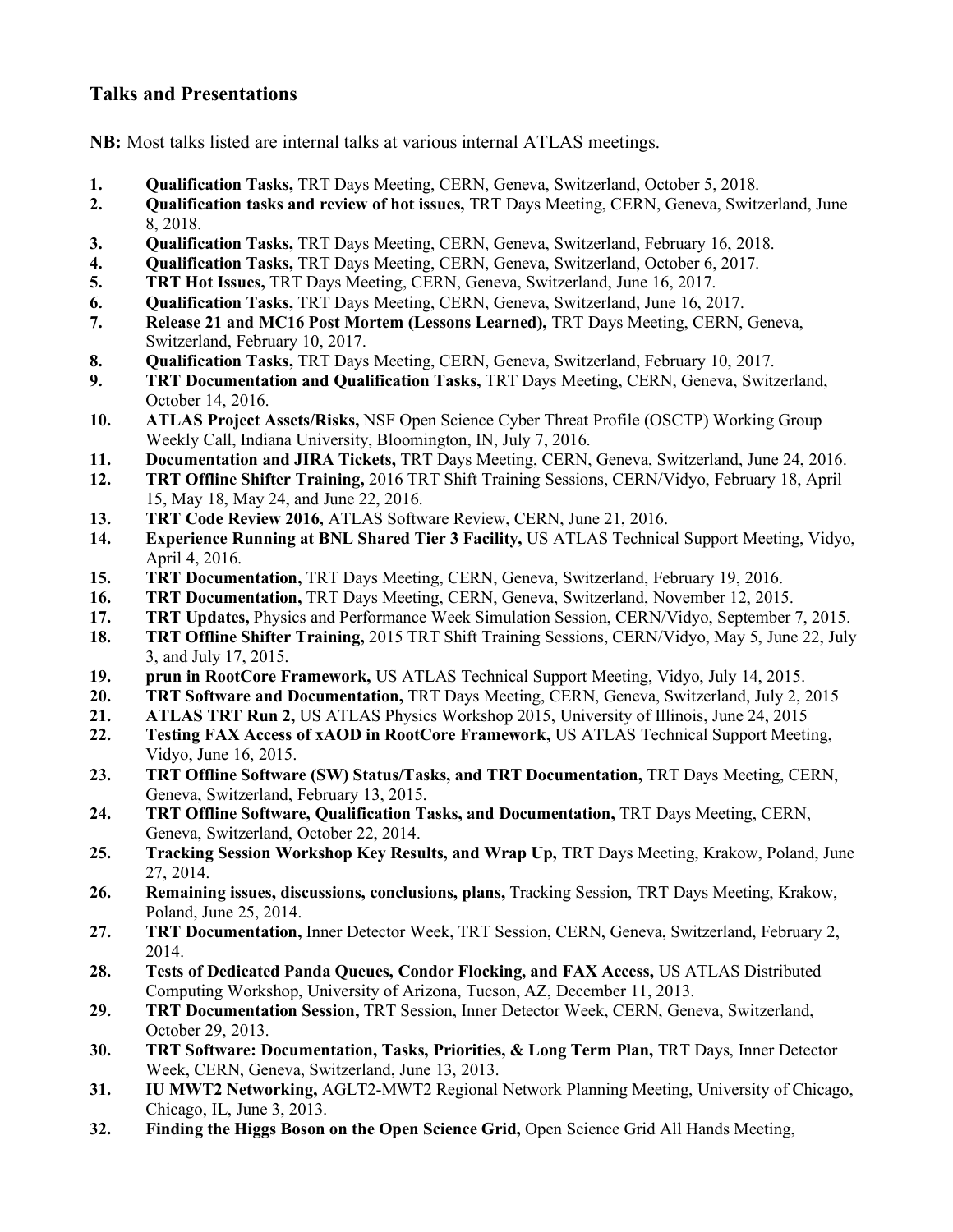## Talks and Presentations

**NB:** Most talks listed are internal talks at various internal ATLAS meetings.

1. **Qualification Tasks,** TRT Days Meeting, CERN, Geneva, Switzerland, October 5, 2018.
2. **Qualification tasks and review of hot issues,** TRT Days Meeting, CERN, Geneva, Switzerland, June 8, 2018.
3. **Qualification Tasks,** TRT Days Meeting, CERN, Geneva, Switzerland, February 16, 2018.
4. **Qualification Tasks,** TRT Days Meeting, CERN, Geneva, Switzerland, October 6, 2017.
5. **TRT Hot Issues,** TRT Days Meeting, CERN, Geneva, Switzerland, June 16, 2017.
6. **Qualification Tasks,** TRT Days Meeting, CERN, Geneva, Switzerland, June 16, 2017.
7. **Release 21 and MC16 Post Mortem (Lessons Learned),** TRT Days Meeting, CERN, Geneva, Switzerland, February 10, 2017.
8. **Qualification Tasks,** TRT Days Meeting, CERN, Geneva, Switzerland, February 10, 2017.
9. **TRT Documentation and Qualification Tasks,** TRT Days Meeting, CERN, Geneva, Switzerland, October 14, 2016.
10. **ATLAS Project Assets/Risks,** NSF Open Science Cyber Threat Profile (OSCTP) Working Group Weekly Call, Indiana University, Bloomington, IN, July 7, 2016.
11. **Documentation and JIRA Tickets,** TRT Days Meeting, CERN, Geneva, Switzerland, June 24, 2016.
12. **TRT Offline Shifter Training,** 2016 TRT Shift Training Sessions, CERN/Vidyo, February 18, April 15, May 18, May 24, and June 22, 2016.
13. **TRT Code Review 2016,** ATLAS Software Review, CERN, June 21, 2016.
14. **Experience Running at BNL Shared Tier 3 Facility,** US ATLAS Technical Support Meeting, Vidyo, April 4, 2016.
15. **TRT Documentation,** TRT Days Meeting, CERN, Geneva, Switzerland, February 19, 2016.
16. **TRT Documentation,** TRT Days Meeting, CERN, Geneva, Switzerland, November 12, 2015.
17. **TRT Updates,** Physics and Performance Week Simulation Session, CERN/Vidyo, September 7, 2015.
18. **TRT Offline Shifter Training,** 2015 TRT Shift Training Sessions, CERN/Vidyo, May 5, June 22, July 3, and July 17, 2015.
19. **prun in RootCore Framework,** US ATLAS Technical Support Meeting, Vidyo, July 14, 2015.
20. **TRT Software and Documentation,** TRT Days Meeting, CERN, Geneva, Switzerland, July 2, 2015
21. **ATLAS TRT Run 2,** US ATLAS Physics Workshop 2015, University of Illinois, June 24, 2015
22. **Testing FAX Access of xAOD in RootCore Framework,** US ATLAS Technical Support Meeting, Vidyo, June 16, 2015.
23. **TRT Offline Software (SW) Status/Tasks, and TRT Documentation,** TRT Days Meeting, CERN, Geneva, Switzerland, February 13, 2015.
24. **TRT Offline Software, Qualification Tasks, and Documentation,** TRT Days Meeting, CERN, Geneva, Switzerland, October 22, 2014.
25. **Tracking Session Workshop Key Results, and Wrap Up,** TRT Days Meeting, Krakow, Poland, June 27, 2014.
26. **Remaining issues, discussions, conclusions, plans,** Tracking Session, TRT Days Meeting, Krakow, Poland, June 25, 2014.
27. **TRT Documentation,** Inner Detector Week, TRT Session, CERN, Geneva, Switzerland, February 2, 2014.
28. **Tests of Dedicated Panda Queues, Condor Flocking, and FAX Access,** US ATLAS Distributed Computing Workshop, University of Arizona, Tucson, AZ, December 11, 2013.
29. **TRT Documentation Session,** TRT Session, Inner Detector Week, CERN, Geneva, Switzerland, October 29, 2013.
30. **TRT Software: Documentation, Tasks, Priorities, & Long Term Plan,** TRT Days, Inner Detector Week, CERN, Geneva, Switzerland, June 13, 2013.
31. **IU MWT2 Networking,** AGLT2-MWT2 Regional Network Planning Meeting, University of Chicago, Chicago, IL, June 3, 2013.
32. **Finding the Higgs Boson on the Open Science Grid,** Open Science Grid All Hands Meeting,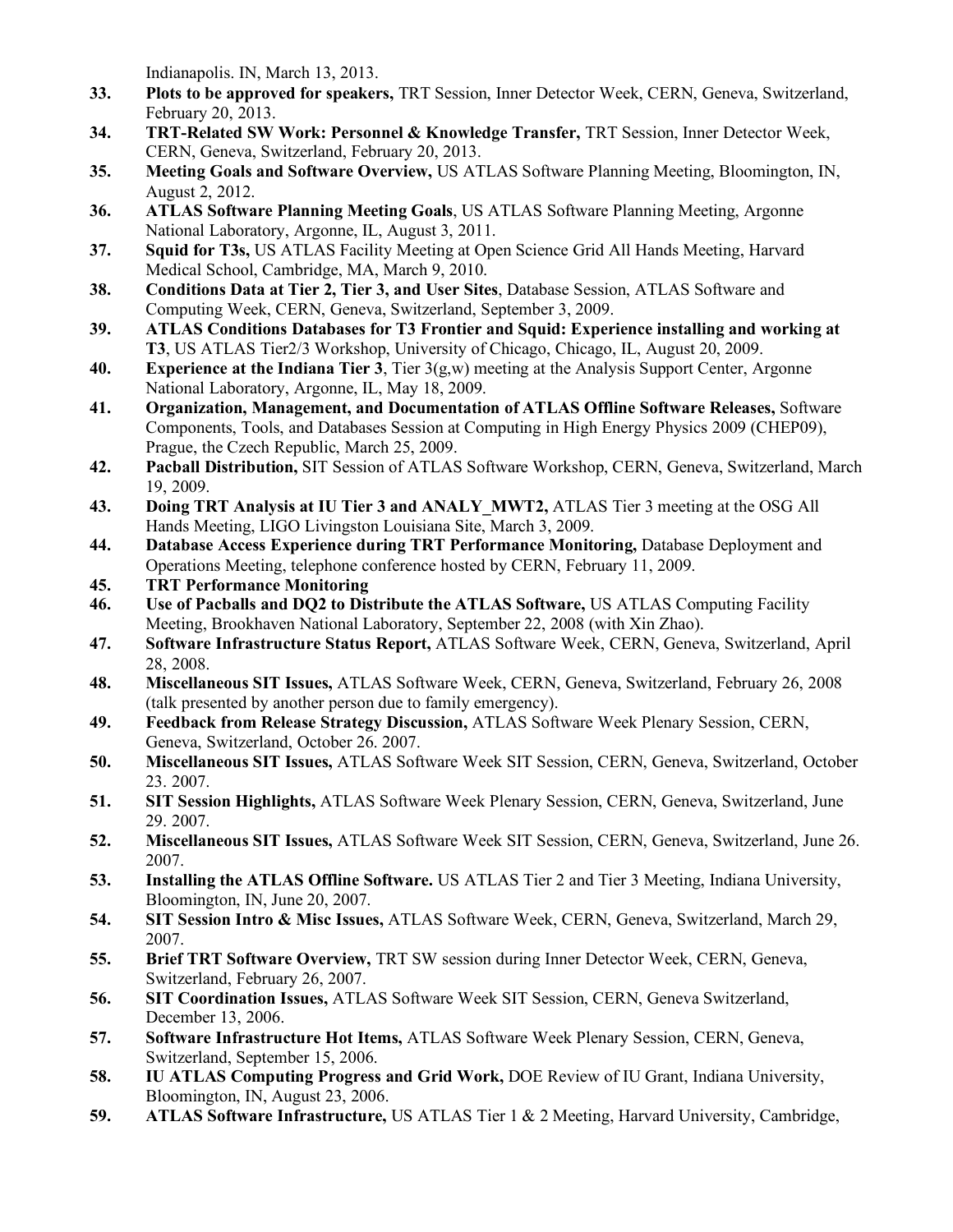Indianapolis. IN, March 13, 2013.

33. **Plots to be approved for speakers,** TRT Session, Inner Detector Week, CERN, Geneva, Switzerland, February 20, 2013.
34. **TRT-Related SW Work: Personnel & Knowledge Transfer,** TRT Session, Inner Detector Week, CERN, Geneva, Switzerland, February 20, 2013.
35. **Meeting Goals and Software Overview,** US ATLAS Software Planning Meeting, Bloomington, IN, August 2, 2012.
36. **ATLAS Software Planning Meeting Goals**, US ATLAS Software Planning Meeting, Argonne National Laboratory, Argonne, IL, August 3, 2011.
37. **Squid for T3s,** US ATLAS Facility Meeting at Open Science Grid All Hands Meeting, Harvard Medical School, Cambridge, MA, March 9, 2010.
38. **Conditions Data at Tier 2, Tier 3, and User Sites**, Database Session, ATLAS Software and Computing Week, CERN, Geneva, Switzerland, September 3, 2009.
39. **ATLAS Conditions Databases for T3 Frontier and Squid: Experience installing and working at T3**, US ATLAS Tier2/3 Workshop, University of Chicago, Chicago, IL, August 20, 2009.
40. **Experience at the Indiana Tier 3**, Tier 3(g,w) meeting at the Analysis Support Center, Argonne National Laboratory, Argonne, IL, May 18, 2009.
41. **Organization, Management, and Documentation of ATLAS Offline Software Releases,** Software Components, Tools, and Databases Session at Computing in High Energy Physics 2009 (CHEP09), Prague, the Czech Republic, March 25, 2009.
42. **Pacball Distribution,** SIT Session of ATLAS Software Workshop, CERN, Geneva, Switzerland, March 19, 2009.
43. **Doing TRT Analysis at IU Tier 3 and ANALY_MWT2,** ATLAS Tier 3 meeting at the OSG All Hands Meeting, LIGO Livingston Louisiana Site, March 3, 2009.
44. **Database Access Experience during TRT Performance Monitoring,** Database Deployment and Operations Meeting, telephone conference hosted by CERN, February 11, 2009.
45. **TRT Performance Monitoring**
46. **Use of Pacballs and DQ2 to Distribute the ATLAS Software,** US ATLAS Computing Facility Meeting, Brookhaven National Laboratory, September 22, 2008 (with Xin Zhao).
47. **Software Infrastructure Status Report,** ATLAS Software Week, CERN, Geneva, Switzerland, April 28, 2008.
48. **Miscellaneous SIT Issues,** ATLAS Software Week, CERN, Geneva, Switzerland, February 26, 2008 (talk presented by another person due to family emergency).
49. **Feedback from Release Strategy Discussion,** ATLAS Software Week Plenary Session, CERN, Geneva, Switzerland, October 26. 2007.
50. **Miscellaneous SIT Issues,** ATLAS Software Week SIT Session, CERN, Geneva, Switzerland, October 23. 2007.
51. **SIT Session Highlights,** ATLAS Software Week Plenary Session, CERN, Geneva, Switzerland, June 29. 2007.
52. **Miscellaneous SIT Issues,** ATLAS Software Week SIT Session, CERN, Geneva, Switzerland, June 26. 2007.
53. **Installing the ATLAS Offline Software.** US ATLAS Tier 2 and Tier 3 Meeting, Indiana University, Bloomington, IN, June 20, 2007.
54. **SIT Session Intro & Misc Issues,** ATLAS Software Week, CERN, Geneva, Switzerland, March 29, 2007.
55. **Brief TRT Software Overview,** TRT SW session during Inner Detector Week, CERN, Geneva, Switzerland, February 26, 2007.
56. **SIT Coordination Issues,** ATLAS Software Week SIT Session, CERN, Geneva Switzerland, December 13, 2006.
57. **Software Infrastructure Hot Items,** ATLAS Software Week Plenary Session, CERN, Geneva, Switzerland, September 15, 2006.
58. **IU ATLAS Computing Progress and Grid Work,** DOE Review of IU Grant, Indiana University, Bloomington, IN, August 23, 2006.
59. **ATLAS Software Infrastructure,** US ATLAS Tier 1 & 2 Meeting, Harvard University, Cambridge,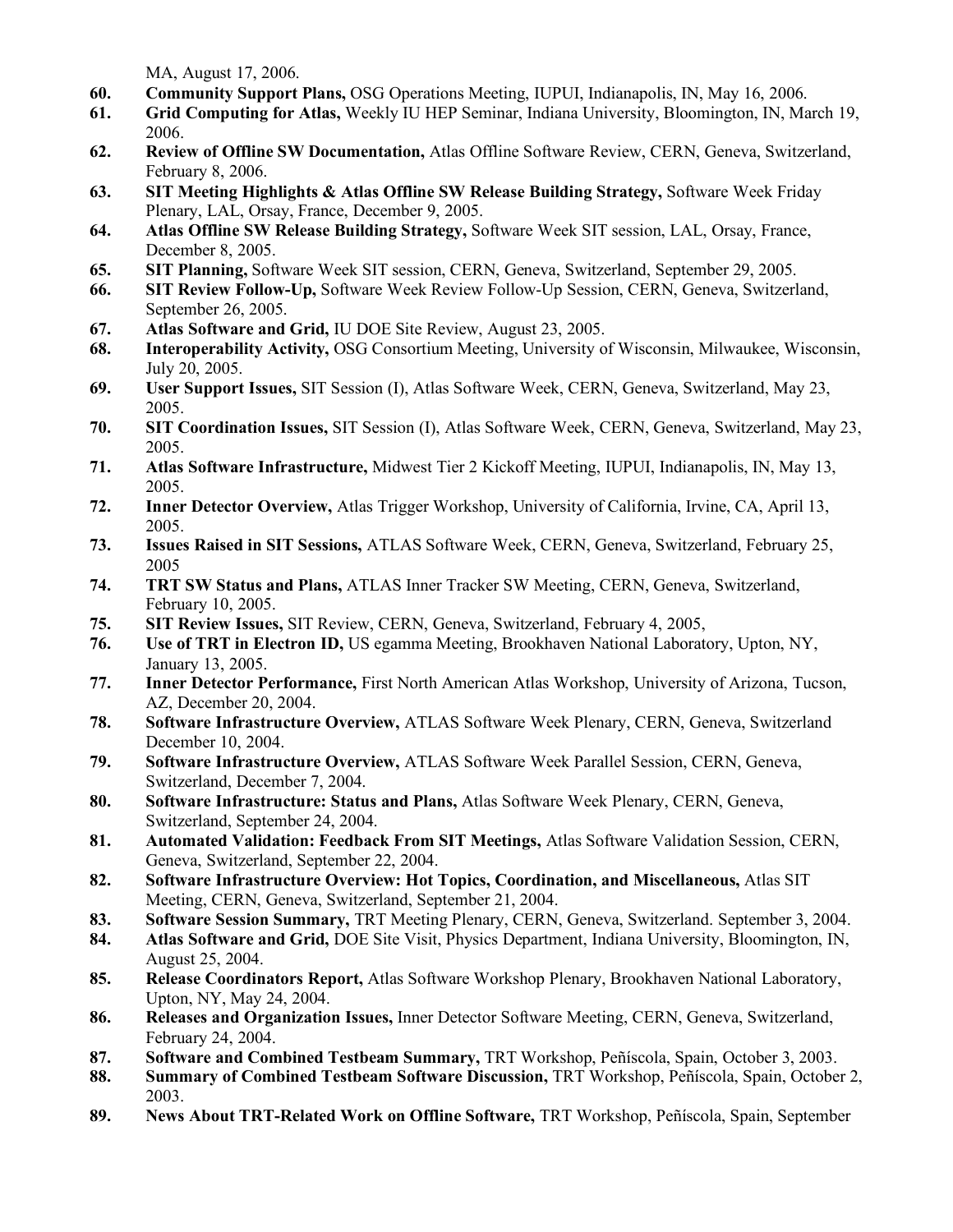MA, August 17, 2006.

60. **Community Support Plans,** OSG Operations Meeting, IUPUI, Indianapolis, IN, May 16, 2006.
61. **Grid Computing for Atlas,** Weekly IU HEP Seminar, Indiana University, Bloomington, IN, March 19, 2006.
62. **Review of Offline SW Documentation,** Atlas Offline Software Review, CERN, Geneva, Switzerland, February 8, 2006.
63. **SIT Meeting Highlights & Atlas Offline SW Release Building Strategy,** Software Week Friday Plenary, LAL, Orsay, France, December 9, 2005.
64. **Atlas Offline SW Release Building Strategy,** Software Week SIT session, LAL, Orsay, France, December 8, 2005.
65. **SIT Planning,** Software Week SIT session, CERN, Geneva, Switzerland, September 29, 2005.
66. **SIT Review Follow-Up,** Software Week Review Follow-Up Session, CERN, Geneva, Switzerland, September 26, 2005.
67. **Atlas Software and Grid,** IU DOE Site Review, August 23, 2005.
68. **Interoperability Activity,** OSG Consortium Meeting, University of Wisconsin, Milwaukee, Wisconsin, July 20, 2005.
69. **User Support Issues,** SIT Session (I), Atlas Software Week, CERN, Geneva, Switzerland, May 23, 2005.
70. **SIT Coordination Issues,** SIT Session (I), Atlas Software Week, CERN, Geneva, Switzerland, May 23, 2005.
71. **Atlas Software Infrastructure,** Midwest Tier 2 Kickoff Meeting, IUPUI, Indianapolis, IN, May 13, 2005.
72. **Inner Detector Overview,** Atlas Trigger Workshop, University of California, Irvine, CA, April 13, 2005.
73. **Issues Raised in SIT Sessions,** ATLAS Software Week, CERN, Geneva, Switzerland, February 25, 2005
74. **TRT SW Status and Plans,** ATLAS Inner Tracker SW Meeting, CERN, Geneva, Switzerland, February 10, 2005.
75. **SIT Review Issues,** SIT Review, CERN, Geneva, Switzerland, February 4, 2005,
76. **Use of TRT in Electron ID,** US egamma Meeting, Brookhaven National Laboratory, Upton, NY, January 13, 2005.
77. **Inner Detector Performance,** First North American Atlas Workshop, University of Arizona, Tucson, AZ, December 20, 2004.
78. **Software Infrastructure Overview,** ATLAS Software Week Plenary, CERN, Geneva, Switzerland December 10, 2004.
79. **Software Infrastructure Overview,** ATLAS Software Week Parallel Session, CERN, Geneva, Switzerland, December 7, 2004.
80. **Software Infrastructure: Status and Plans,** Atlas Software Week Plenary, CERN, Geneva, Switzerland, September 24, 2004.
81. **Automated Validation: Feedback From SIT Meetings,** Atlas Software Validation Session, CERN, Geneva, Switzerland, September 22, 2004.
82. **Software Infrastructure Overview: Hot Topics, Coordination, and Miscellaneous,** Atlas SIT Meeting, CERN, Geneva, Switzerland, September 21, 2004.
83. **Software Session Summary,** TRT Meeting Plenary, CERN, Geneva, Switzerland. September 3, 2004.
84. **Atlas Software and Grid,** DOE Site Visit, Physics Department, Indiana University, Bloomington, IN, August 25, 2004.
85. **Release Coordinators Report,** Atlas Software Workshop Plenary, Brookhaven National Laboratory, Upton, NY, May 24, 2004.
86. **Releases and Organization Issues,** Inner Detector Software Meeting, CERN, Geneva, Switzerland, February 24, 2004.
87. **Software and Combined Testbeam Summary,** TRT Workshop, Peñíscola, Spain, October 3, 2003.
88. **Summary of Combined Testbeam Software Discussion,** TRT Workshop, Peñíscola, Spain, October 2, 2003.
89. **News About TRT-Related Work on Offline Software,** TRT Workshop, Peñíscola, Spain, September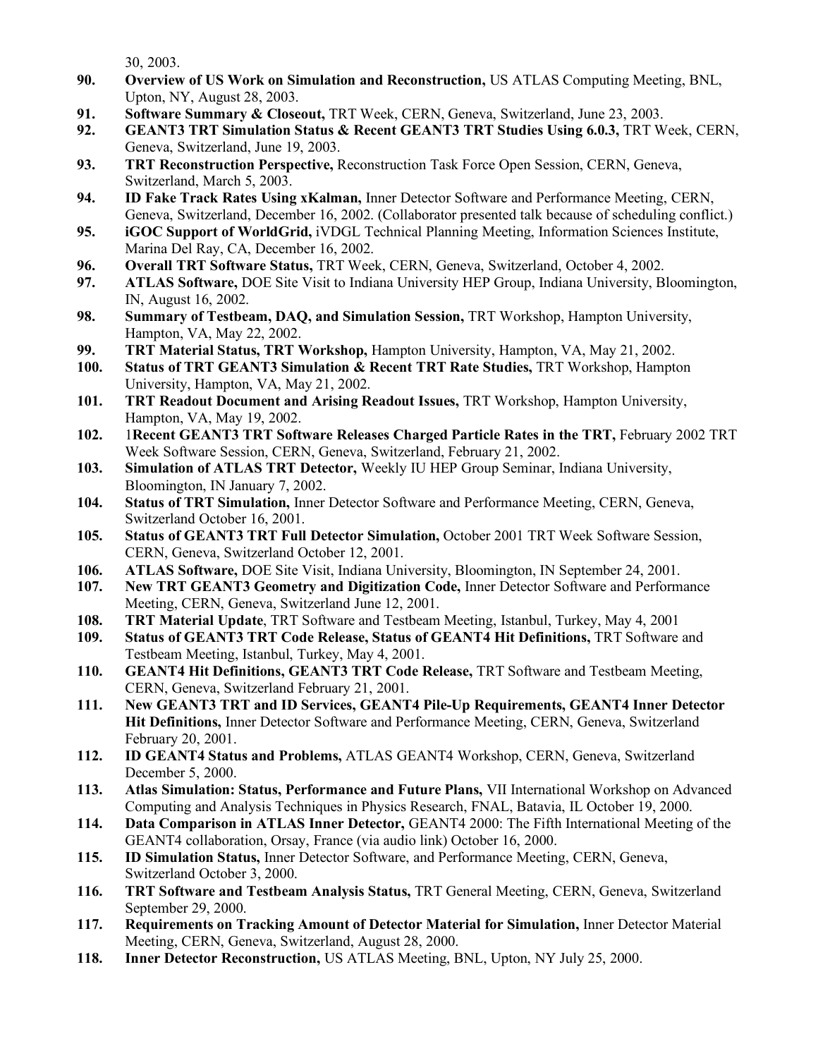30, 2003.

90. **Overview of US Work on Simulation and Reconstruction,** US ATLAS Computing Meeting, BNL, Upton, NY, August 28, 2003.
91. **Software Summary & Closeout,** TRT Week, CERN, Geneva, Switzerland, June 23, 2003.
92. **GEANT3 TRT Simulation Status & Recent GEANT3 TRT Studies Using 6.0.3,** TRT Week, CERN, Geneva, Switzerland, June 19, 2003.
93. **TRT Reconstruction Perspective,** Reconstruction Task Force Open Session, CERN, Geneva, Switzerland, March 5, 2003.
94. **ID Fake Track Rates Using xKalman,** Inner Detector Software and Performance Meeting, CERN, Geneva, Switzerland, December 16, 2002. (Collaborator presented talk because of scheduling conflict.)
95. **iGOC Support of WorldGrid,** iVDGL Technical Planning Meeting, Information Sciences Institute, Marina Del Ray, CA, December 16, 2002.
96. **Overall TRT Software Status,** TRT Week, CERN, Geneva, Switzerland, October 4, 2002.
97. **ATLAS Software,** DOE Site Visit to Indiana University HEP Group, Indiana University, Bloomington, IN, August 16, 2002.
98. **Summary of Testbeam, DAQ, and Simulation Session,** TRT Workshop, Hampton University, Hampton, VA, May 22, 2002.
99. **TRT Material Status, TRT Workshop,** Hampton University, Hampton, VA, May 21, 2002.
100. **Status of TRT GEANT3 Simulation & Recent TRT Rate Studies,** TRT Workshop, Hampton University, Hampton, VA, May 21, 2002.
101. **TRT Readout Document and Arising Readout Issues,** TRT Workshop, Hampton University, Hampton, VA, May 19, 2002.
102. 1**Recent GEANT3 TRT Software Releases Charged Particle Rates in the TRT,** February 2002 TRT Week Software Session, CERN, Geneva, Switzerland, February 21, 2002.
103. **Simulation of ATLAS TRT Detector,** Weekly IU HEP Group Seminar, Indiana University, Bloomington, IN January 7, 2002.
104. **Status of TRT Simulation,** Inner Detector Software and Performance Meeting, CERN, Geneva, Switzerland October 16, 2001.
105. **Status of GEANT3 TRT Full Detector Simulation,** October 2001 TRT Week Software Session, CERN, Geneva, Switzerland October 12, 2001.
106. **ATLAS Software,** DOE Site Visit, Indiana University, Bloomington, IN September 24, 2001.
107. **New TRT GEANT3 Geometry and Digitization Code,** Inner Detector Software and Performance Meeting, CERN, Geneva, Switzerland June 12, 2001.
108. **TRT Material Update**, TRT Software and Testbeam Meeting, Istanbul, Turkey, May 4, 2001
109. **Status of GEANT3 TRT Code Release, Status of GEANT4 Hit Definitions,** TRT Software and Testbeam Meeting, Istanbul, Turkey, May 4, 2001.
110. **GEANT4 Hit Definitions, GEANT3 TRT Code Release,** TRT Software and Testbeam Meeting, CERN, Geneva, Switzerland February 21, 2001.
111. **New GEANT3 TRT and ID Services, GEANT4 Pile-Up Requirements, GEANT4 Inner Detector Hit Definitions,** Inner Detector Software and Performance Meeting, CERN, Geneva, Switzerland February 20, 2001.
112. **ID GEANT4 Status and Problems,** ATLAS GEANT4 Workshop, CERN, Geneva, Switzerland December 5, 2000.
113. **Atlas Simulation: Status, Performance and Future Plans,** VII International Workshop on Advanced Computing and Analysis Techniques in Physics Research, FNAL, Batavia, IL October 19, 2000.
114. **Data Comparison in ATLAS Inner Detector,** GEANT4 2000: The Fifth International Meeting of the GEANT4 collaboration, Orsay, France (via audio link) October 16, 2000.
115. **ID Simulation Status,** Inner Detector Software, and Performance Meeting, CERN, Geneva, Switzerland October 3, 2000.
116. **TRT Software and Testbeam Analysis Status,** TRT General Meeting, CERN, Geneva, Switzerland September 29, 2000.
117. **Requirements on Tracking Amount of Detector Material for Simulation,** Inner Detector Material Meeting, CERN, Geneva, Switzerland, August 28, 2000.
118. **Inner Detector Reconstruction,** US ATLAS Meeting, BNL, Upton, NY July 25, 2000.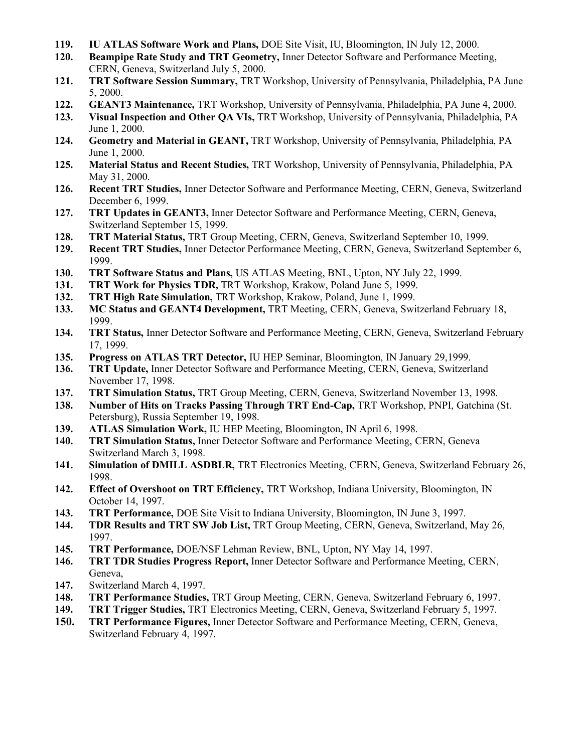119. **IU ATLAS Software Work and Plans,** DOE Site Visit, IU, Bloomington, IN July 12, 2000.
120. **Beampipe Rate Study and TRT Geometry,** Inner Detector Software and Performance Meeting, CERN, Geneva, Switzerland July 5, 2000.
121. **TRT Software Session Summary,** TRT Workshop, University of Pennsylvania, Philadelphia, PA June 5, 2000.
122. **GEANT3 Maintenance,** TRT Workshop, University of Pennsylvania, Philadelphia, PA June 4, 2000.
123. **Visual Inspection and Other QA VIs,** TRT Workshop, University of Pennsylvania, Philadelphia, PA June 1, 2000.
124. **Geometry and Material in GEANT,** TRT Workshop, University of Pennsylvania, Philadelphia, PA June 1, 2000.
125. **Material Status and Recent Studies,** TRT Workshop, University of Pennsylvania, Philadelphia, PA May 31, 2000.
126. **Recent TRT Studies,** Inner Detector Software and Performance Meeting, CERN, Geneva, Switzerland December 6, 1999.
127. **TRT Updates in GEANT3,** Inner Detector Software and Performance Meeting, CERN, Geneva, Switzerland September 15, 1999.
128. **TRT Material Status,** TRT Group Meeting, CERN, Geneva, Switzerland September 10, 1999.
129. **Recent TRT Studies,** Inner Detector Performance Meeting, CERN, Geneva, Switzerland September 6, 1999.
130. **TRT Software Status and Plans,** US ATLAS Meeting, BNL, Upton, NY July 22, 1999.
131. **TRT Work for Physics TDR,** TRT Workshop, Krakow, Poland June 5, 1999.
132. **TRT High Rate Simulation,** TRT Workshop, Krakow, Poland, June 1, 1999.
133. **MC Status and GEANT4 Development,** TRT Meeting, CERN, Geneva, Switzerland February 18, 1999.
134. **TRT Status,** Inner Detector Software and Performance Meeting, CERN, Geneva, Switzerland February 17, 1999.
135. **Progress on ATLAS TRT Detector,** IU HEP Seminar, Bloomington, IN January 29,1999.
136. **TRT Update,** Inner Detector Software and Performance Meeting, CERN, Geneva, Switzerland November 17, 1998.
137. **TRT Simulation Status,** TRT Group Meeting, CERN, Geneva, Switzerland November 13, 1998.
138. **Number of Hits on Tracks Passing Through TRT End-Cap,** TRT Workshop, PNPI, Gatchina (St. Petersburg), Russia September 19, 1998.
139. **ATLAS Simulation Work,** IU HEP Meeting, Bloomington, IN April 6, 1998.
140. **TRT Simulation Status,** Inner Detector Software and Performance Meeting, CERN, Geneva Switzerland March 3, 1998.
141. **Simulation of DMILL ASDBLR,** TRT Electronics Meeting, CERN, Geneva, Switzerland February 26, 1998.
142. **Effect of Overshoot on TRT Efficiency,** TRT Workshop, Indiana University, Bloomington, IN October 14, 1997.
143. **TRT Performance,** DOE Site Visit to Indiana University, Bloomington, IN June 3, 1997.
144. **TDR Results and TRT SW Job List,** TRT Group Meeting, CERN, Geneva, Switzerland, May 26, 1997.
145. **TRT Performance,** DOE/NSF Lehman Review, BNL, Upton, NY May 14, 1997.
146. **TRT TDR Studies Progress Report,** Inner Detector Software and Performance Meeting, CERN, Geneva,
147. Switzerland March 4, 1997.
148. **TRT Performance Studies,** TRT Group Meeting, CERN, Geneva, Switzerland February 6, 1997.
149. **TRT Trigger Studies,** TRT Electronics Meeting, CERN, Geneva, Switzerland February 5, 1997.
150. **TRT Performance Figures,** Inner Detector Software and Performance Meeting, CERN, Geneva, Switzerland February 4, 1997.